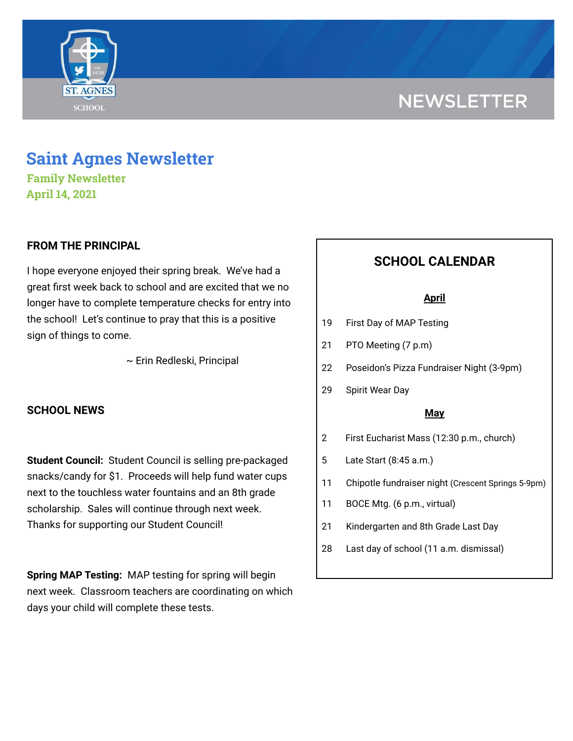# NEWSLETTER

# Saint Agnes Newsletter

**Family Newsletter**

**April 14, 2021**

## FROM THE PRINCIPAL

I hope everyone enjoyed their spring break. We've had a great first week back to school and are excited that we no longer have to complete temperature checks for entry into the school! Let's continue to pray that this is a positive sign of things to come.

~ Erin Redleski, Principal

## SCHOOL NEWS

**Student Council:** Student Council is selling pre-packaged snacks/candy for $1. Proceeds will help fund water cups next to the touchless water fountains and an 8th grade scholarship. Sales will continue through next week. Thanks for supporting our Student Council!

**Spring MAP Testing:** MAP testing for spring will begin next week. Classroom teachers are coordinating on which days your child will complete these tests.

## SCHOOL CALENDAR

**April**

| | |
|---|---|
| 19 | First Day of MAP Testing |
| 21 | PTO Meeting (7 p.m) |
| 22 | Poseidon's Pizza Fundraiser Night (3-9pm) |
| 29 | Spirit Wear Day |

**May**

| | |
|---|---|
| 2 | First Eucharist Mass (12:30 p.m., church) |
| 5 | Late Start (8:45 a.m.) |
| 11 | Chipotle fundraiser night (Crescent Springs 5-9pm) |
| 11 | BOCE Mtg. (6 p.m., virtual) |
| 21 | Kindergarten and 8th Grade Last Day |
| 28 | Last day of school (11 a.m. dismissal) |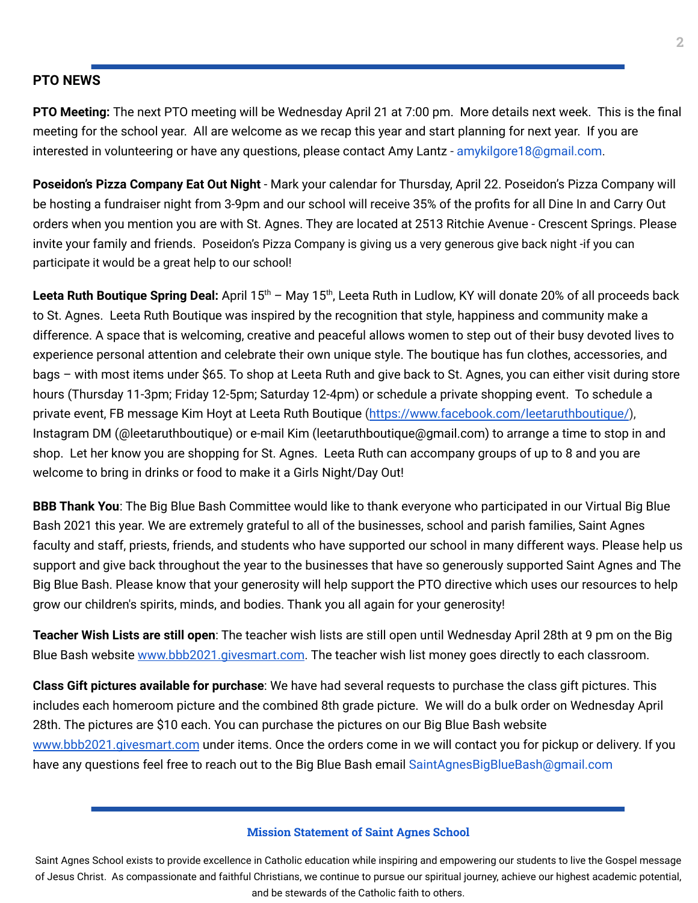## PTO NEWS

**PTO Meeting:** The next PTO meeting will be Wednesday April 21 at 7:00 pm. More details next week. This is the final meeting for the school year. All are welcome as we recap this year and start planning for next year. If you are interested in volunteering or have any questions, please contact Amy Lantz - amykilgore18@gmail.com.

**Poseidon's Pizza Company Eat Out Night** - Mark your calendar for Thursday, April 22. Poseidon's Pizza Company will be hosting a fundraiser night from 3-9pm and our school will receive 35% of the profits for all Dine In and Carry Out orders when you mention you are with St. Agnes. They are located at 2513 Ritchie Avenue - Crescent Springs. Please invite your family and friends. Poseidon's Pizza Company is giving us a very generous give back night -if you can participate it would be a great help to our school!

**Leeta Ruth Boutique Spring Deal:** April 15th – May 15th, Leeta Ruth in Ludlow, KY will donate 20% of all proceeds back to St. Agnes. Leeta Ruth Boutique was inspired by the recognition that style, happiness and community make a difference. A space that is welcoming, creative and peaceful allows women to step out of their busy devoted lives to experience personal attention and celebrate their own unique style. The boutique has fun clothes, accessories, and bags – with most items under $65. To shop at Leeta Ruth and give back to St. Agnes, you can either visit during store hours (Thursday 11-3pm; Friday 12-5pm; Saturday 12-4pm) or schedule a private shopping event. To schedule a private event, FB message Kim Hoyt at Leeta Ruth Boutique (https://www.facebook.com/leetaruthboutique/), Instagram DM (@leetaruthboutique) or e-mail Kim (leetaruthboutique@gmail.com) to arrange a time to stop in and shop. Let her know you are shopping for St. Agnes. Leeta Ruth can accompany groups of up to 8 and you are welcome to bring in drinks or food to make it a Girls Night/Day Out!

**BBB Thank You**: The Big Blue Bash Committee would like to thank everyone who participated in our Virtual Big Blue Bash 2021 this year. We are extremely grateful to all of the businesses, school and parish families, Saint Agnes faculty and staff, priests, friends, and students who have supported our school in many different ways. Please help us support and give back throughout the year to the businesses that have so generously supported Saint Agnes and The Big Blue Bash. Please know that your generosity will help support the PTO directive which uses our resources to help grow our children's spirits, minds, and bodies. Thank you all again for your generosity!

**Teacher Wish Lists are still open**: The teacher wish lists are still open until Wednesday April 28th at 9 pm on the Big Blue Bash website www.bbb2021.givesmart.com. The teacher wish list money goes directly to each classroom.

**Class Gift pictures available for purchase**: We have had several requests to purchase the class gift pictures. This includes each homeroom picture and the combined 8th grade picture. We will do a bulk order on Wednesday April 28th. The pictures are $10 each. You can purchase the pictures on our Big Blue Bash website www.bbb2021.givesmart.com under items. Once the orders come in we will contact you for pickup or delivery. If you have any questions feel free to reach out to the Big Blue Bash email SaintAgnesBigBlueBash@gmail.com

---

**Mission Statement of Saint Agnes School**

Saint Agnes School exists to provide excellence in Catholic education while inspiring and empowering our students to live the Gospel message of Jesus Christ. As compassionate and faithful Christians, we continue to pursue our spiritual journey, achieve our highest academic potential, and be stewards of the Catholic faith to others.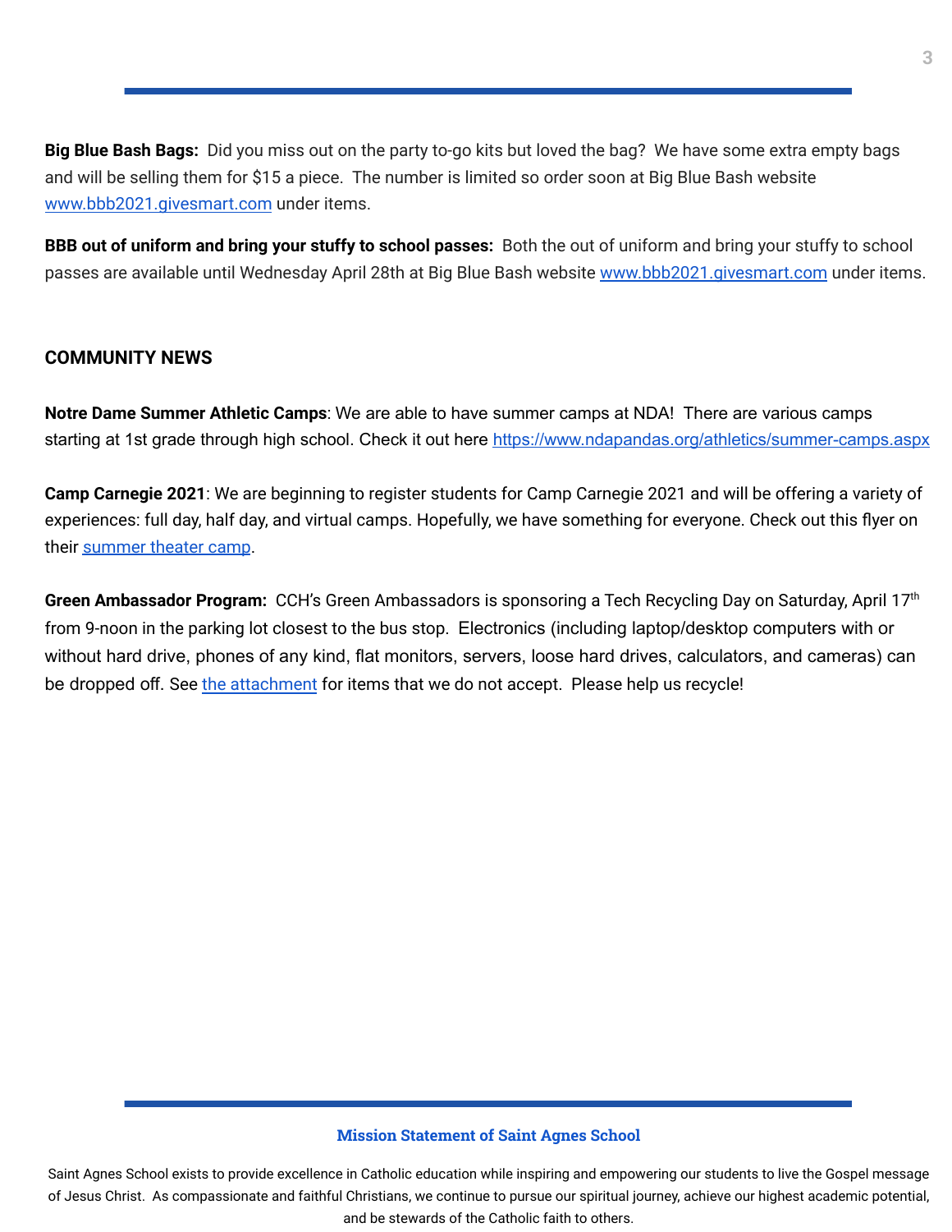**Big Blue Bash Bags:** Did you miss out on the party to-go kits but loved the bag? We have some extra empty bags and will be selling them for $15 a piece. The number is limited so order soon at Big Blue Bash website www.bbb2021.givesmart.com under items.

**BBB out of uniform and bring your stuffy to school passes:** Both the out of uniform and bring your stuffy to school passes are available until Wednesday April 28th at Big Blue Bash website www.bbb2021.givesmart.com under items.

## COMMUNITY NEWS

**Notre Dame Summer Athletic Camps**: We are able to have summer camps at NDA! There are various camps starting at 1st grade through high school. Check it out here https://www.ndapandas.org/athletics/summer-camps.aspx

**Camp Carnegie 2021**: We are beginning to register students for Camp Carnegie 2021 and will be offering a variety of experiences: full day, half day, and virtual camps. Hopefully, we have something for everyone. Check out this flyer on their summer theater camp.

**Green Ambassador Program:** CCH's Green Ambassadors is sponsoring a Tech Recycling Day on Saturday, April 17th from 9-noon in the parking lot closest to the bus stop. Electronics (including laptop/desktop computers with or without hard drive, phones of any kind, flat monitors, servers, loose hard drives, calculators, and cameras) can be dropped off. See the attachment for items that we do not accept. Please help us recycle!

**Mission Statement of Saint Agnes School**

Saint Agnes School exists to provide excellence in Catholic education while inspiring and empowering our students to live the Gospel message of Jesus Christ. As compassionate and faithful Christians, we continue to pursue our spiritual journey, achieve our highest academic potential, and be stewards of the Catholic faith to others.